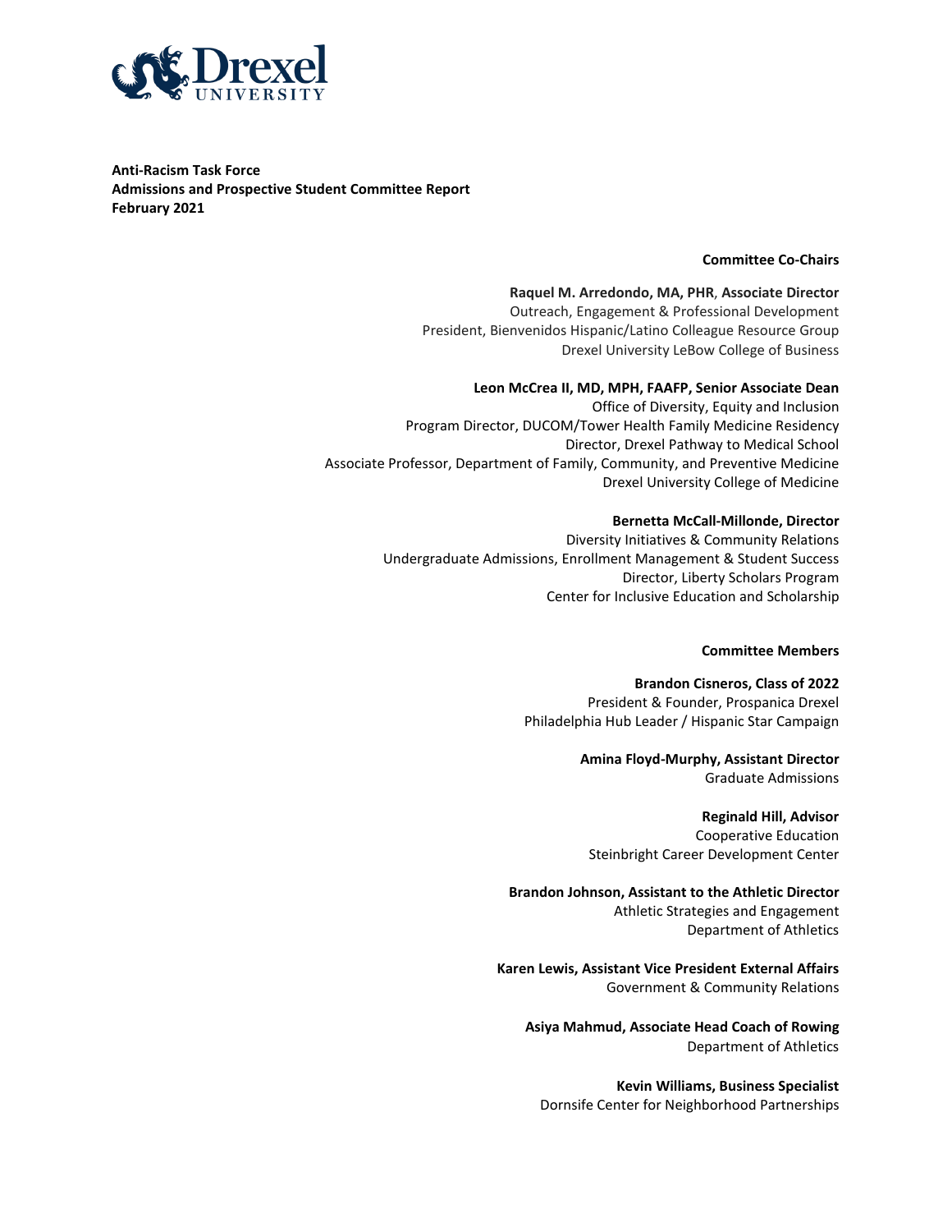**Anti-Racism Task Force**
**Admissions and Prospective Student Committee Report**
**February 2021**

**Committee Co-Chairs**

**Raquel M. Arredondo, MA, PHR, Associate Director**
Outreach, Engagement & Professional Development
President, Bienvenidos Hispanic/Latino Colleague Resource Group
Drexel University LeBow College of Business

**Leon McCrea II, MD, MPH, FAAFP, Senior Associate Dean**
Office of Diversity, Equity and Inclusion
Program Director, DUCOM/Tower Health Family Medicine Residency
Director, Drexel Pathway to Medical School
Associate Professor, Department of Family, Community, and Preventive Medicine
Drexel University College of Medicine

**Bernetta McCall-Millonde, Director**
Diversity Initiatives & Community Relations
Undergraduate Admissions, Enrollment Management & Student Success
Director, Liberty Scholars Program
Center for Inclusive Education and Scholarship

**Committee Members**

**Brandon Cisneros, Class of 2022**
President & Founder, Prospanica Drexel
Philadelphia Hub Leader / Hispanic Star Campaign

**Amina Floyd-Murphy, Assistant Director**
Graduate Admissions

**Reginald Hill, Advisor**
Cooperative Education
Steinbright Career Development Center

**Brandon Johnson, Assistant to the Athletic Director**
Athletic Strategies and Engagement
Department of Athletics

**Karen Lewis, Assistant Vice President External Affairs**
Government & Community Relations

**Asiya Mahmud, Associate Head Coach of Rowing**
Department of Athletics

**Kevin Williams, Business Specialist**
Dornsife Center for Neighborhood Partnerships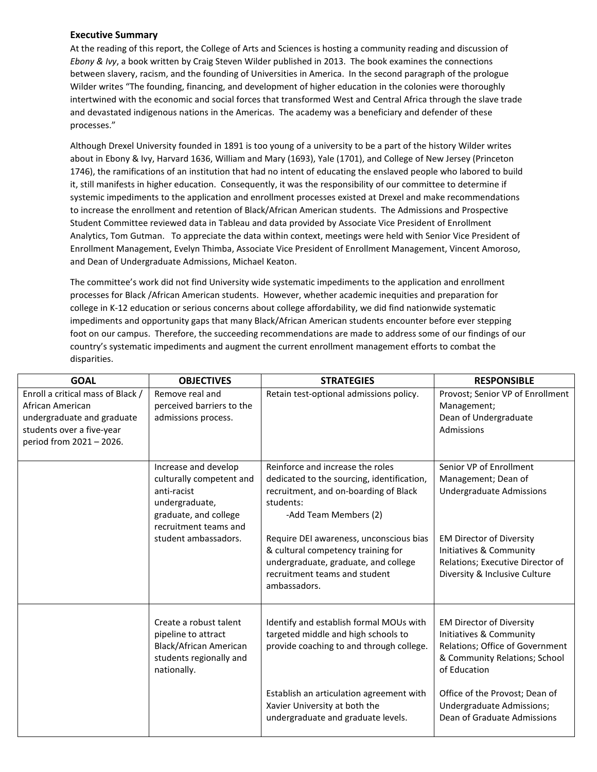### Executive Summary

At the reading of this report, the College of Arts and Sciences is hosting a community reading and discussion of *Ebony & Ivy*, a book written by Craig Steven Wilder published in 2013. The book examines the connections between slavery, racism, and the founding of Universities in America. In the second paragraph of the prologue Wilder writes "The founding, financing, and development of higher education in the colonies were thoroughly intertwined with the economic and social forces that transformed West and Central Africa through the slave trade and devastated indigenous nations in the Americas. The academy was a beneficiary and defender of these processes."

Although Drexel University founded in 1891 is too young of a university to be a part of the history Wilder writes about in Ebony & Ivy, Harvard 1636, William and Mary (1693), Yale (1701), and College of New Jersey (Princeton 1746), the ramifications of an institution that had no intent of educating the enslaved people who labored to build it, still manifests in higher education. Consequently, it was the responsibility of our committee to determine if systemic impediments to the application and enrollment processes existed at Drexel and make recommendations to increase the enrollment and retention of Black/African American students. The Admissions and Prospective Student Committee reviewed data in Tableau and data provided by Associate Vice President of Enrollment Analytics, Tom Gutman. To appreciate the data within context, meetings were held with Senior Vice President of Enrollment Management, Evelyn Thimba, Associate Vice President of Enrollment Management, Vincent Amoroso, and Dean of Undergraduate Admissions, Michael Keaton.

The committee's work did not find University wide systematic impediments to the application and enrollment processes for Black /African American students. However, whether academic inequities and preparation for college in K-12 education or serious concerns about college affordability, we did find nationwide systematic impediments and opportunity gaps that many Black/African American students encounter before ever stepping foot on our campus. Therefore, the succeeding recommendations are made to address some of our findings of our country's systematic impediments and augment the current enrollment management efforts to combat the disparities.

| GOAL | OBJECTIVES | STRATEGIES | RESPONSIBLE |
|---|---|---|---|
| Enroll a critical mass of Black / African American undergraduate and graduate students over a five-year period from 2021 – 2026. | Remove real and perceived barriers to the admissions process. | Retain test-optional admissions policy. | Provost; Senior VP of Enrollment Management; Dean of Undergraduate Admissions |
| | Increase and develop culturally competent and anti-racist undergraduate, graduate, and college recruitment teams and student ambassadors. | Reinforce and increase the roles dedicated to the sourcing, identification, recruitment, and on-boarding of Black students: -Add Team Members (2) | Senior VP of Enrollment Management; Dean of Undergraduate Admissions |
| | | Require DEI awareness, unconscious bias & cultural competency training for undergraduate, graduate, and college recruitment teams and student ambassadors. | EM Director of Diversity Initiatives & Community Relations; Executive Director of Diversity & Inclusive Culture |
| | Create a robust talent pipeline to attract Black/African American students regionally and nationally. | Identify and establish formal MOUs with targeted middle and high schools to provide coaching to and through college. | EM Director of Diversity Initiatives & Community Relations; Office of Government & Community Relations; School of Education |
| | | Establish an articulation agreement with Xavier University at both the undergraduate and graduate levels. | Office of the Provost; Dean of Undergraduate Admissions; Dean of Graduate Admissions |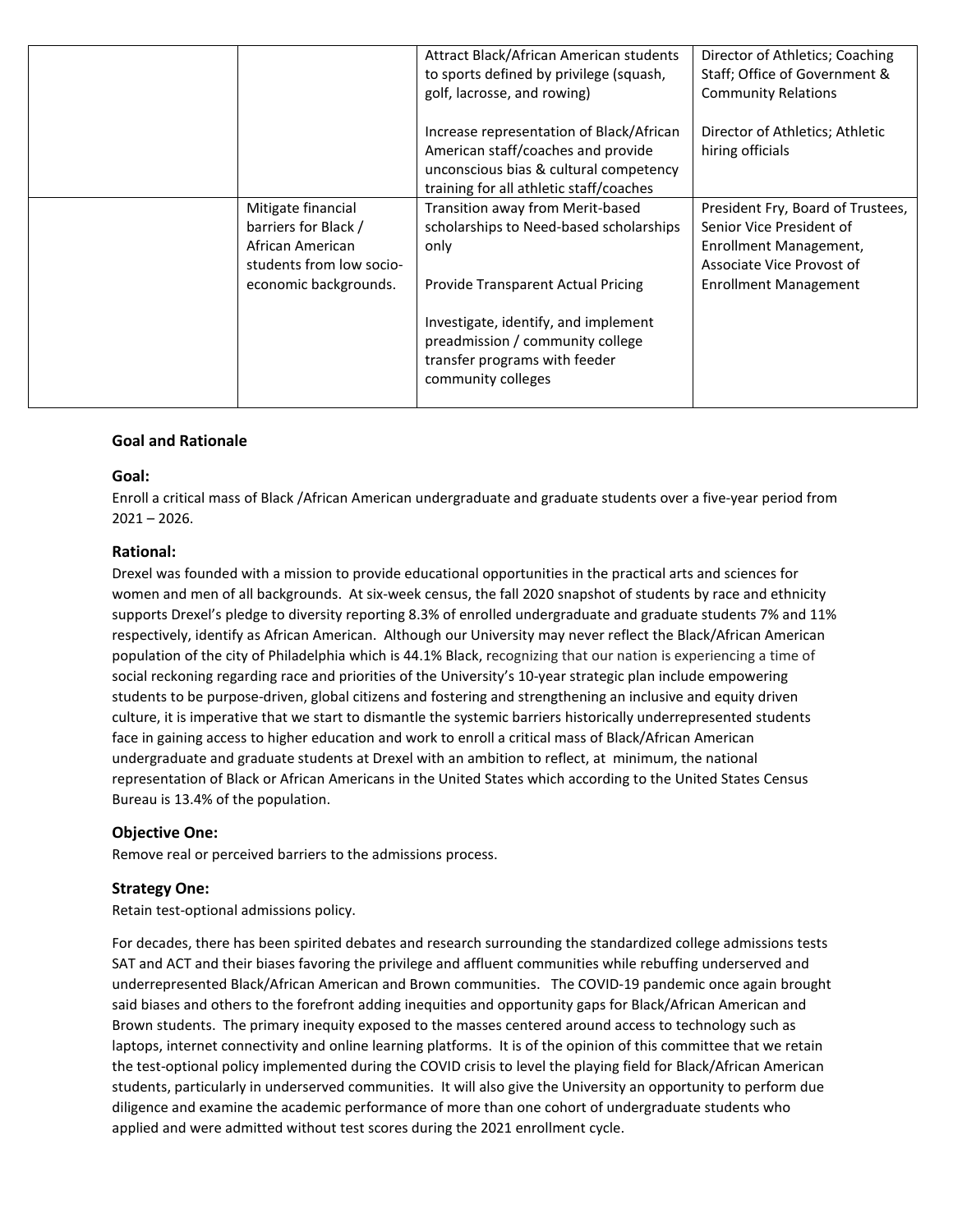| | | | |
|---|---|---|---|
| | | Attract Black/African American students to sports defined by privilege (squash, golf, lacrosse, and rowing)<br><br>Increase representation of Black/African American staff/coaches and provide unconscious bias & cultural competency training for all athletic staff/coaches | Director of Athletics; Coaching Staff; Office of Government & Community Relations<br><br>Director of Athletics; Athletic hiring officials |
| | Mitigate financial barriers for Black / African American students from low socio-economic backgrounds. | Transition away from Merit-based scholarships to Need-based scholarships only<br><br>Provide Transparent Actual Pricing<br><br>Investigate, identify, and implement preadmission / community college transfer programs with feeder community colleges | President Fry, Board of Trustees, Senior Vice President of Enrollment Management, Associate Vice Provost of Enrollment Management |

### Goal and Rationale

#### Goal:

Enroll a critical mass of Black /African American undergraduate and graduate students over a five-year period from 2021 – 2026.

#### Rational:

Drexel was founded with a mission to provide educational opportunities in the practical arts and sciences for women and men of all backgrounds. At six-week census, the fall 2020 snapshot of students by race and ethnicity supports Drexel's pledge to diversity reporting 8.3% of enrolled undergraduate and graduate students 7% and 11% respectively, identify as African American. Although our University may never reflect the Black/African American population of the city of Philadelphia which is 44.1% Black, recognizing that our nation is experiencing a time of social reckoning regarding race and priorities of the University's 10-year strategic plan include empowering students to be purpose-driven, global citizens and fostering and strengthening an inclusive and equity driven culture, it is imperative that we start to dismantle the systemic barriers historically underrepresented students face in gaining access to higher education and work to enroll a critical mass of Black/African American undergraduate and graduate students at Drexel with an ambition to reflect, at minimum, the national representation of Black or African Americans in the United States which according to the United States Census Bureau is 13.4% of the population.

#### Objective One:

Remove real or perceived barriers to the admissions process.

#### Strategy One:

Retain test-optional admissions policy.

For decades, there has been spirited debates and research surrounding the standardized college admissions tests SAT and ACT and their biases favoring the privilege and affluent communities while rebuffing underserved and underrepresented Black/African American and Brown communities. The COVID-19 pandemic once again brought said biases and others to the forefront adding inequities and opportunity gaps for Black/African American and Brown students. The primary inequity exposed to the masses centered around access to technology such as laptops, internet connectivity and online learning platforms. It is of the opinion of this committee that we retain the test-optional policy implemented during the COVID crisis to level the playing field for Black/African American students, particularly in underserved communities. It will also give the University an opportunity to perform due diligence and examine the academic performance of more than one cohort of undergraduate students who applied and were admitted without test scores during the 2021 enrollment cycle.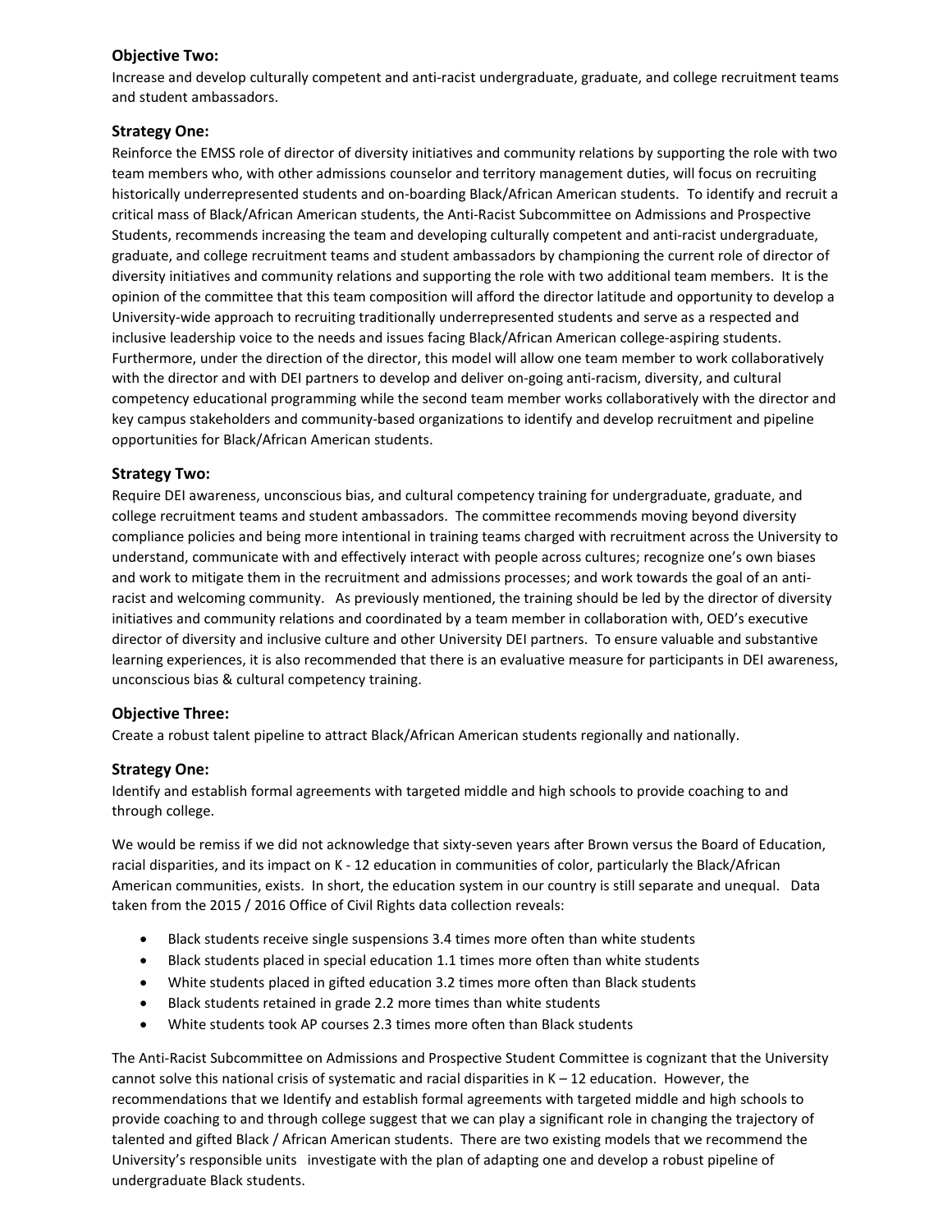### Objective Two:

Increase and develop culturally competent and anti-racist undergraduate, graduate, and college recruitment teams and student ambassadors.

### Strategy One:

Reinforce the EMSS role of director of diversity initiatives and community relations by supporting the role with two team members who, with other admissions counselor and territory management duties, will focus on recruiting historically underrepresented students and on-boarding Black/African American students. To identify and recruit a critical mass of Black/African American students, the Anti-Racist Subcommittee on Admissions and Prospective Students, recommends increasing the team and developing culturally competent and anti-racist undergraduate, graduate, and college recruitment teams and student ambassadors by championing the current role of director of diversity initiatives and community relations and supporting the role with two additional team members. It is the opinion of the committee that this team composition will afford the director latitude and opportunity to develop a University-wide approach to recruiting traditionally underrepresented students and serve as a respected and inclusive leadership voice to the needs and issues facing Black/African American college-aspiring students. Furthermore, under the direction of the director, this model will allow one team member to work collaboratively with the director and with DEI partners to develop and deliver on-going anti-racism, diversity, and cultural competency educational programming while the second team member works collaboratively with the director and key campus stakeholders and community-based organizations to identify and develop recruitment and pipeline opportunities for Black/African American students.

### Strategy Two:

Require DEI awareness, unconscious bias, and cultural competency training for undergraduate, graduate, and college recruitment teams and student ambassadors. The committee recommends moving beyond diversity compliance policies and being more intentional in training teams charged with recruitment across the University to understand, communicate with and effectively interact with people across cultures; recognize one's own biases and work to mitigate them in the recruitment and admissions processes; and work towards the goal of an anti-racist and welcoming community. As previously mentioned, the training should be led by the director of diversity initiatives and community relations and coordinated by a team member in collaboration with, OED's executive director of diversity and inclusive culture and other University DEI partners. To ensure valuable and substantive learning experiences, it is also recommended that there is an evaluative measure for participants in DEI awareness, unconscious bias & cultural competency training.

### Objective Three:

Create a robust talent pipeline to attract Black/African American students regionally and nationally.

### Strategy One:

Identify and establish formal agreements with targeted middle and high schools to provide coaching to and through college.

We would be remiss if we did not acknowledge that sixty-seven years after Brown versus the Board of Education, racial disparities, and its impact on K - 12 education in communities of color, particularly the Black/African American communities, exists. In short, the education system in our country is still separate and unequal. Data taken from the 2015 / 2016 Office of Civil Rights data collection reveals:

- Black students receive single suspensions 3.4 times more often than white students
- Black students placed in special education 1.1 times more often than white students
- White students placed in gifted education 3.2 times more often than Black students
- Black students retained in grade 2.2 more times than white students
- White students took AP courses 2.3 times more often than Black students

The Anti-Racist Subcommittee on Admissions and Prospective Student Committee is cognizant that the University cannot solve this national crisis of systematic and racial disparities in K – 12 education. However, the recommendations that we Identify and establish formal agreements with targeted middle and high schools to provide coaching to and through college suggest that we can play a significant role in changing the trajectory of talented and gifted Black / African American students. There are two existing models that we recommend the University's responsible units investigate with the plan of adapting one and develop a robust pipeline of undergraduate Black students.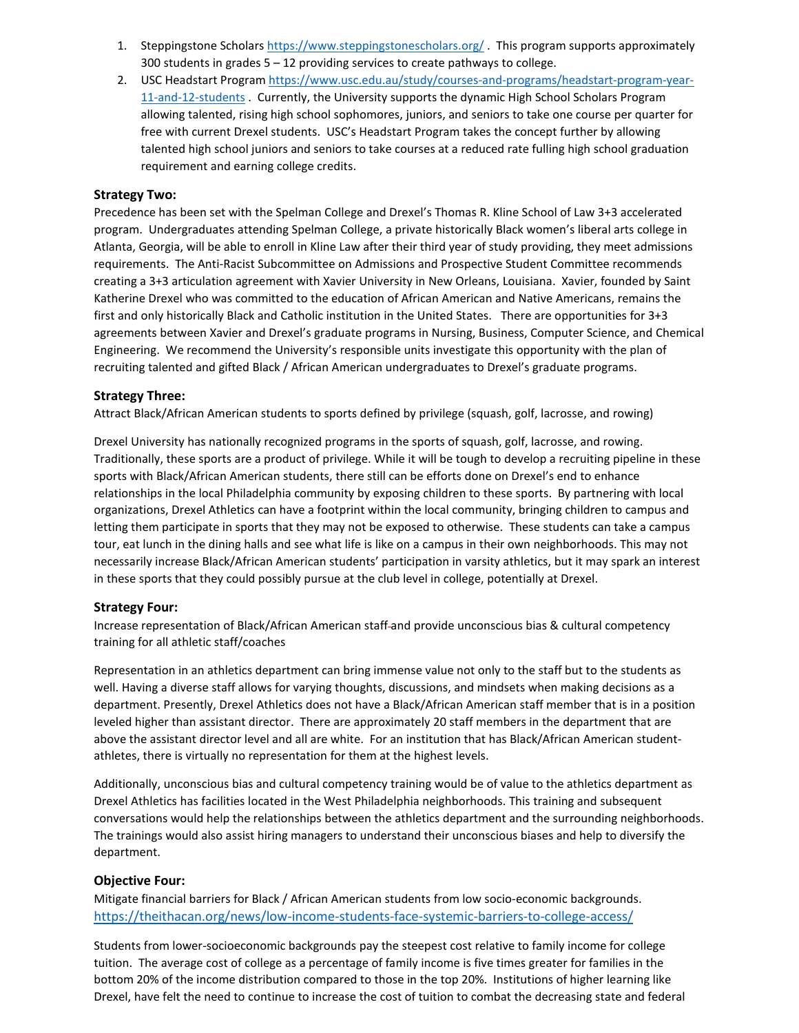1. Steppingstone Scholars https://www.steppingstonescholars.org/ . This program supports approximately 300 students in grades 5 – 12 providing services to create pathways to college.
2. USC Headstart Program https://www.usc.edu.au/study/courses-and-programs/headstart-program-year-11-and-12-students . Currently, the University supports the dynamic High School Scholars Program allowing talented, rising high school sophomores, juniors, and seniors to take one course per quarter for free with current Drexel students. USC's Headstart Program takes the concept further by allowing talented high school juniors and seniors to take courses at a reduced rate fulling high school graduation requirement and earning college credits.

### Strategy Two:

Precedence has been set with the Spelman College and Drexel's Thomas R. Kline School of Law 3+3 accelerated program. Undergraduates attending Spelman College, a private historically Black women's liberal arts college in Atlanta, Georgia, will be able to enroll in Kline Law after their third year of study providing, they meet admissions requirements. The Anti-Racist Subcommittee on Admissions and Prospective Student Committee recommends creating a 3+3 articulation agreement with Xavier University in New Orleans, Louisiana. Xavier, founded by Saint Katherine Drexel who was committed to the education of African American and Native Americans, remains the first and only historically Black and Catholic institution in the United States. There are opportunities for 3+3 agreements between Xavier and Drexel's graduate programs in Nursing, Business, Computer Science, and Chemical Engineering. We recommend the University's responsible units investigate this opportunity with the plan of recruiting talented and gifted Black / African American undergraduates to Drexel's graduate programs.

### Strategy Three:

Attract Black/African American students to sports defined by privilege (squash, golf, lacrosse, and rowing)

Drexel University has nationally recognized programs in the sports of squash, golf, lacrosse, and rowing. Traditionally, these sports are a product of privilege. While it will be tough to develop a recruiting pipeline in these sports with Black/African American students, there still can be efforts done on Drexel's end to enhance relationships in the local Philadelphia community by exposing children to these sports. By partnering with local organizations, Drexel Athletics can have a footprint within the local community, bringing children to campus and letting them participate in sports that they may not be exposed to otherwise. These students can take a campus tour, eat lunch in the dining halls and see what life is like on a campus in their own neighborhoods. This may not necessarily increase Black/African American students' participation in varsity athletics, but it may spark an interest in these sports that they could possibly pursue at the club level in college, potentially at Drexel.

### Strategy Four:

Increase representation of Black/African American staff and provide unconscious bias & cultural competency training for all athletic staff/coaches

Representation in an athletics department can bring immense value not only to the staff but to the students as well. Having a diverse staff allows for varying thoughts, discussions, and mindsets when making decisions as a department. Presently, Drexel Athletics does not have a Black/African American staff member that is in a position leveled higher than assistant director. There are approximately 20 staff members in the department that are above the assistant director level and all are white. For an institution that has Black/African American student-athletes, there is virtually no representation for them at the highest levels.

Additionally, unconscious bias and cultural competency training would be of value to the athletics department as Drexel Athletics has facilities located in the West Philadelphia neighborhoods. This training and subsequent conversations would help the relationships between the athletics department and the surrounding neighborhoods. The trainings would also assist hiring managers to understand their unconscious biases and help to diversify the department.

### Objective Four:

Mitigate financial barriers for Black / African American students from low socio-economic backgrounds.
https://theithacan.org/news/low-income-students-face-systemic-barriers-to-college-access/

Students from lower-socioeconomic backgrounds pay the steepest cost relative to family income for college tuition. The average cost of college as a percentage of family income is five times greater for families in the bottom 20% of the income distribution compared to those in the top 20%. Institutions of higher learning like Drexel, have felt the need to continue to increase the cost of tuition to combat the decreasing state and federal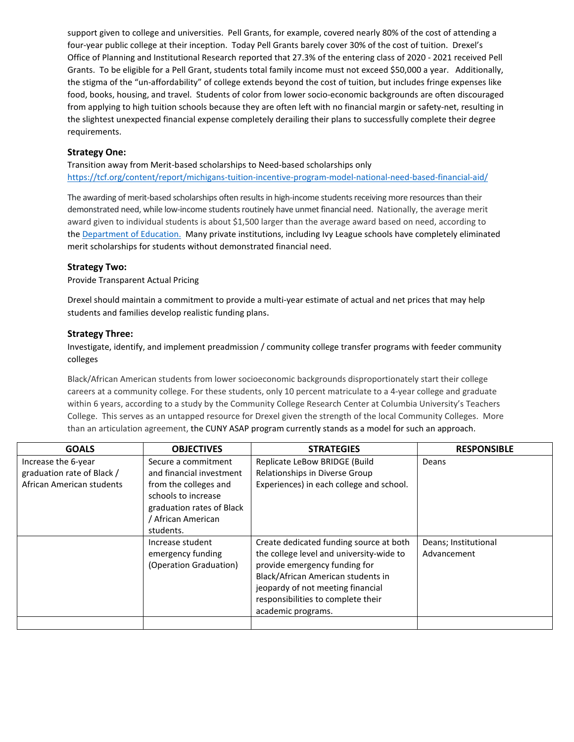support given to college and universities. Pell Grants, for example, covered nearly 80% of the cost of attending a four-year public college at their inception. Today Pell Grants barely cover 30% of the cost of tuition. Drexel's Office of Planning and Institutional Research reported that 27.3% of the entering class of 2020 - 2021 received Pell Grants. To be eligible for a Pell Grant, students total family income must not exceed $50,000 a year. Additionally, the stigma of the "un-affordability" of college extends beyond the cost of tuition, but includes fringe expenses like food, books, housing, and travel. Students of color from lower socio-economic backgrounds are often discouraged from applying to high tuition schools because they are often left with no financial margin or safety-net, resulting in the slightest unexpected financial expense completely derailing their plans to successfully complete their degree requirements.

### Strategy One:

Transition away from Merit-based scholarships to Need-based scholarships only
https://tcf.org/content/report/michigans-tuition-incentive-program-model-national-need-based-financial-aid/

The awarding of merit-based scholarships often results in high-income students receiving more resources than their demonstrated need, while low-income students routinely have unmet financial need. Nationally, the average merit award given to individual students is about $1,500 larger than the average award based on need, according to the Department of Education. Many private institutions, including Ivy League schools have completely eliminated merit scholarships for students without demonstrated financial need.

### Strategy Two:

Provide Transparent Actual Pricing

Drexel should maintain a commitment to provide a multi-year estimate of actual and net prices that may help students and families develop realistic funding plans.

### Strategy Three:

Investigate, identify, and implement preadmission / community college transfer programs with feeder community colleges

Black/African American students from lower socioeconomic backgrounds disproportionately start their college careers at a community college. For these students, only 10 percent matriculate to a 4-year college and graduate within 6 years, according to a study by the Community College Research Center at Columbia University's Teachers College. This serves as an untapped resource for Drexel given the strength of the local Community Colleges. More than an articulation agreement, the CUNY ASAP program currently stands as a model for such an approach.

| GOALS | OBJECTIVES | STRATEGIES | RESPONSIBLE |
|---|---|---|---|
| Increase the 6-year graduation rate of Black / African American students | Secure a commitment and financial investment from the colleges and schools to increase graduation rates of Black / African American students. | Replicate LeBow BRIDGE (Build Relationships in Diverse Group Experiences) in each college and school. | Deans |
| | Increase student emergency funding (Operation Graduation) | Create dedicated funding source at both the college level and university-wide to provide emergency funding for Black/African American students in jeopardy of not meeting financial responsibilities to complete their academic programs. | Deans; Institutional Advancement |
| | | | |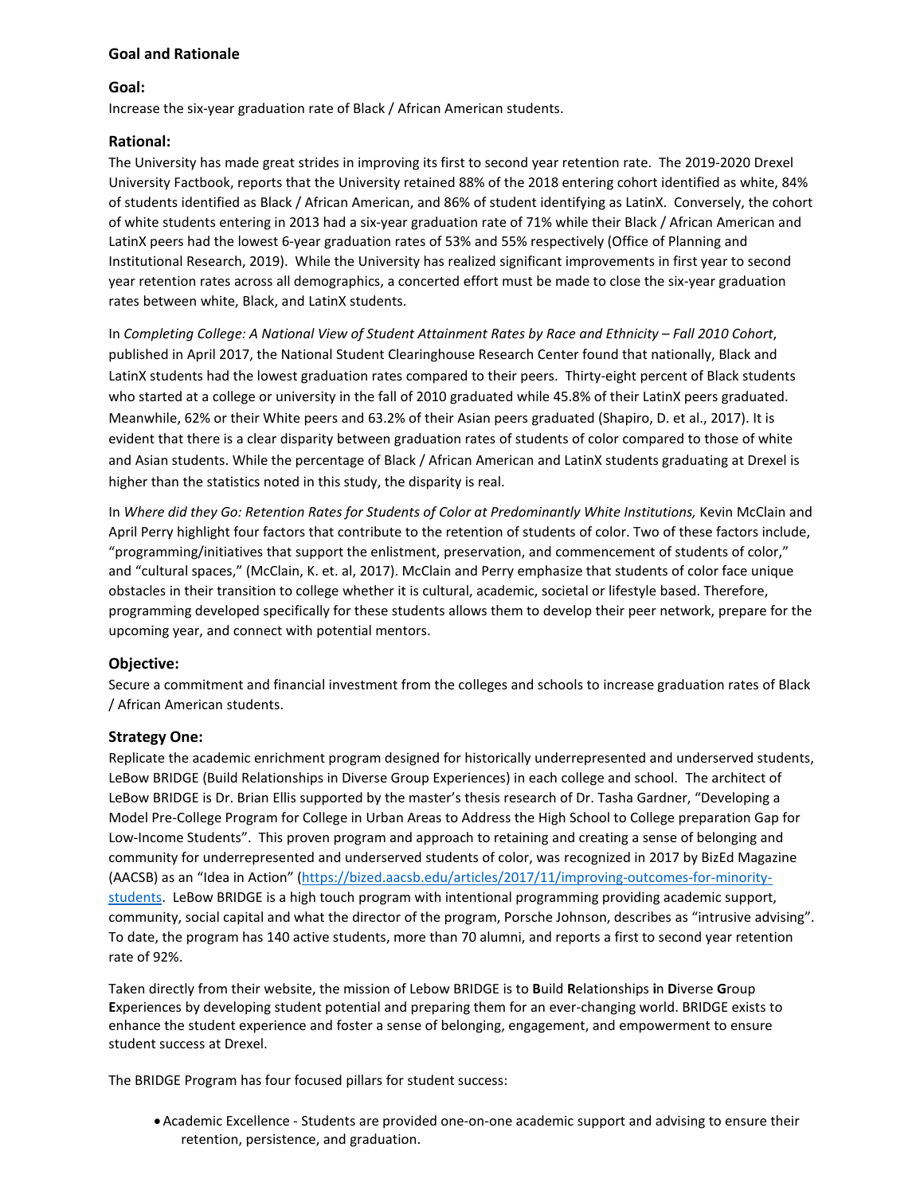### Goal and Rationale

#### Goal:

Increase the six-year graduation rate of Black / African American students.

#### Rational:

The University has made great strides in improving its first to second year retention rate. The 2019-2020 Drexel University Factbook, reports that the University retained 88% of the 2018 entering cohort identified as white, 84% of students identified as Black / African American, and 86% of student identifying as LatinX. Conversely, the cohort of white students entering in 2013 had a six-year graduation rate of 71% while their Black / African American and LatinX peers had the lowest 6-year graduation rates of 53% and 55% respectively (Office of Planning and Institutional Research, 2019). While the University has realized significant improvements in first year to second year retention rates across all demographics, a concerted effort must be made to close the six-year graduation rates between white, Black, and LatinX students.

In *Completing College: A National View of Student Attainment Rates by Race and Ethnicity – Fall 2010 Cohort*, published in April 2017, the National Student Clearinghouse Research Center found that nationally, Black and LatinX students had the lowest graduation rates compared to their peers. Thirty-eight percent of Black students who started at a college or university in the fall of 2010 graduated while 45.8% of their LatinX peers graduated. Meanwhile, 62% or their White peers and 63.2% of their Asian peers graduated (Shapiro, D. et al., 2017). It is evident that there is a clear disparity between graduation rates of students of color compared to those of white and Asian students. While the percentage of Black / African American and LatinX students graduating at Drexel is higher than the statistics noted in this study, the disparity is real.

In *Where did they Go: Retention Rates for Students of Color at Predominantly White Institutions,* Kevin McClain and April Perry highlight four factors that contribute to the retention of students of color. Two of these factors include, "programming/initiatives that support the enlistment, preservation, and commencement of students of color," and "cultural spaces," (McClain, K. et. al, 2017). McClain and Perry emphasize that students of color face unique obstacles in their transition to college whether it is cultural, academic, societal or lifestyle based. Therefore, programming developed specifically for these students allows them to develop their peer network, prepare for the upcoming year, and connect with potential mentors.

#### Objective:

Secure a commitment and financial investment from the colleges and schools to increase graduation rates of Black / African American students.

#### Strategy One:

Replicate the academic enrichment program designed for historically underrepresented and underserved students, LeBow BRIDGE (Build Relationships in Diverse Group Experiences) in each college and school. The architect of LeBow BRIDGE is Dr. Brian Ellis supported by the master's thesis research of Dr. Tasha Gardner, "Developing a Model Pre-College Program for College in Urban Areas to Address the High School to College preparation Gap for Low-Income Students". This proven program and approach to retaining and creating a sense of belonging and community for underrepresented and underserved students of color, was recognized in 2017 by BizEd Magazine (AACSB) as an "Idea in Action" (https://bized.aacsb.edu/articles/2017/11/improving-outcomes-for-minority-students. LeBow BRIDGE is a high touch program with intentional programming providing academic support, community, social capital and what the director of the program, Porsche Johnson, describes as "intrusive advising". To date, the program has 140 active students, more than 70 alumni, and reports a first to second year retention rate of 92%.

Taken directly from their website, the mission of Lebow BRIDGE is to **B**uild **R**elationships **i**n **D**iverse **G**roup **E**xperiences by developing student potential and preparing them for an ever-changing world. BRIDGE exists to enhance the student experience and foster a sense of belonging, engagement, and empowerment to ensure student success at Drexel.

The BRIDGE Program has four focused pillars for student success:

- Academic Excellence - Students are provided one-on-one academic support and advising to ensure their retention, persistence, and graduation.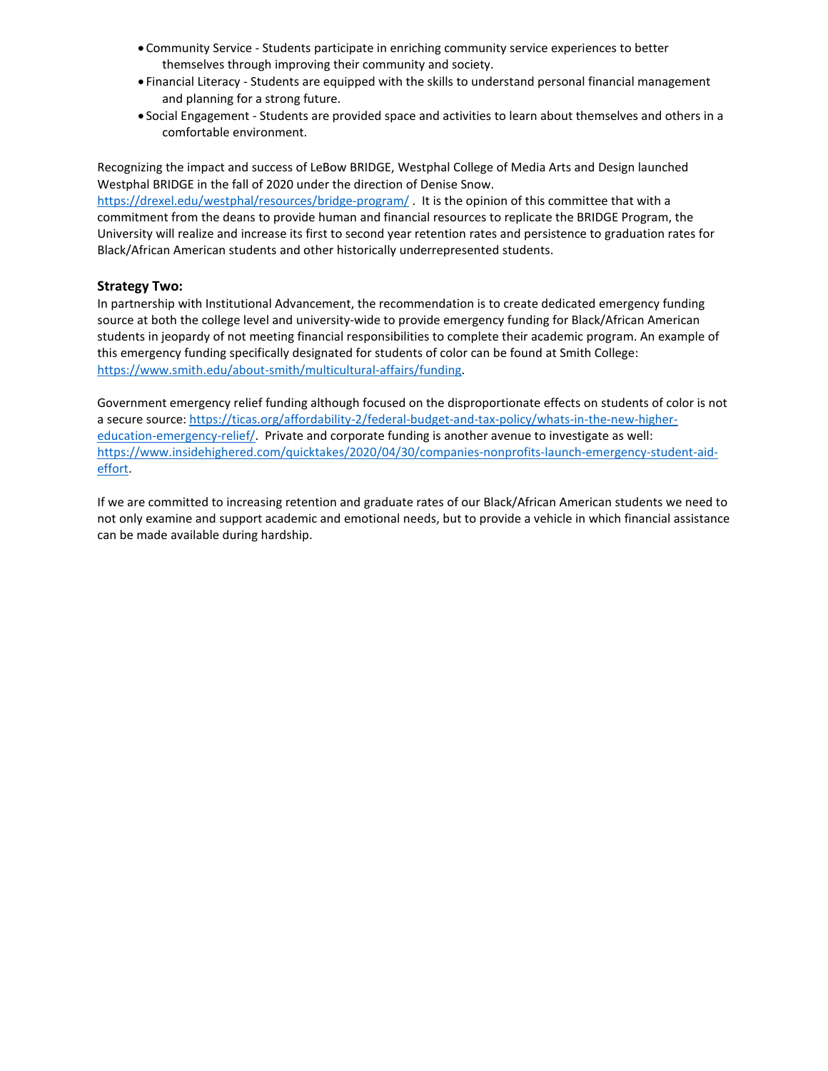- Community Service - Students participate in enriching community service experiences to better themselves through improving their community and society.
- Financial Literacy - Students are equipped with the skills to understand personal financial management and planning for a strong future.
- Social Engagement - Students are provided space and activities to learn about themselves and others in a comfortable environment.

Recognizing the impact and success of LeBow BRIDGE, Westphal College of Media Arts and Design launched Westphal BRIDGE in the fall of 2020 under the direction of Denise Snow. https://drexel.edu/westphal/resources/bridge-program/ . It is the opinion of this committee that with a commitment from the deans to provide human and financial resources to replicate the BRIDGE Program, the University will realize and increase its first to second year retention rates and persistence to graduation rates for Black/African American students and other historically underrepresented students.

### Strategy Two:

In partnership with Institutional Advancement, the recommendation is to create dedicated emergency funding source at both the college level and university-wide to provide emergency funding for Black/African American students in jeopardy of not meeting financial responsibilities to complete their academic program. An example of this emergency funding specifically designated for students of color can be found at Smith College: https://www.smith.edu/about-smith/multicultural-affairs/funding.

Government emergency relief funding although focused on the disproportionate effects on students of color is not a secure source: https://ticas.org/affordability-2/federal-budget-and-tax-policy/whats-in-the-new-higher-education-emergency-relief/. Private and corporate funding is another avenue to investigate as well: https://www.insidehighered.com/quicktakes/2020/04/30/companies-nonprofits-launch-emergency-student-aid-effort.

If we are committed to increasing retention and graduate rates of our Black/African American students we need to not only examine and support academic and emotional needs, but to provide a vehicle in which financial assistance can be made available during hardship.